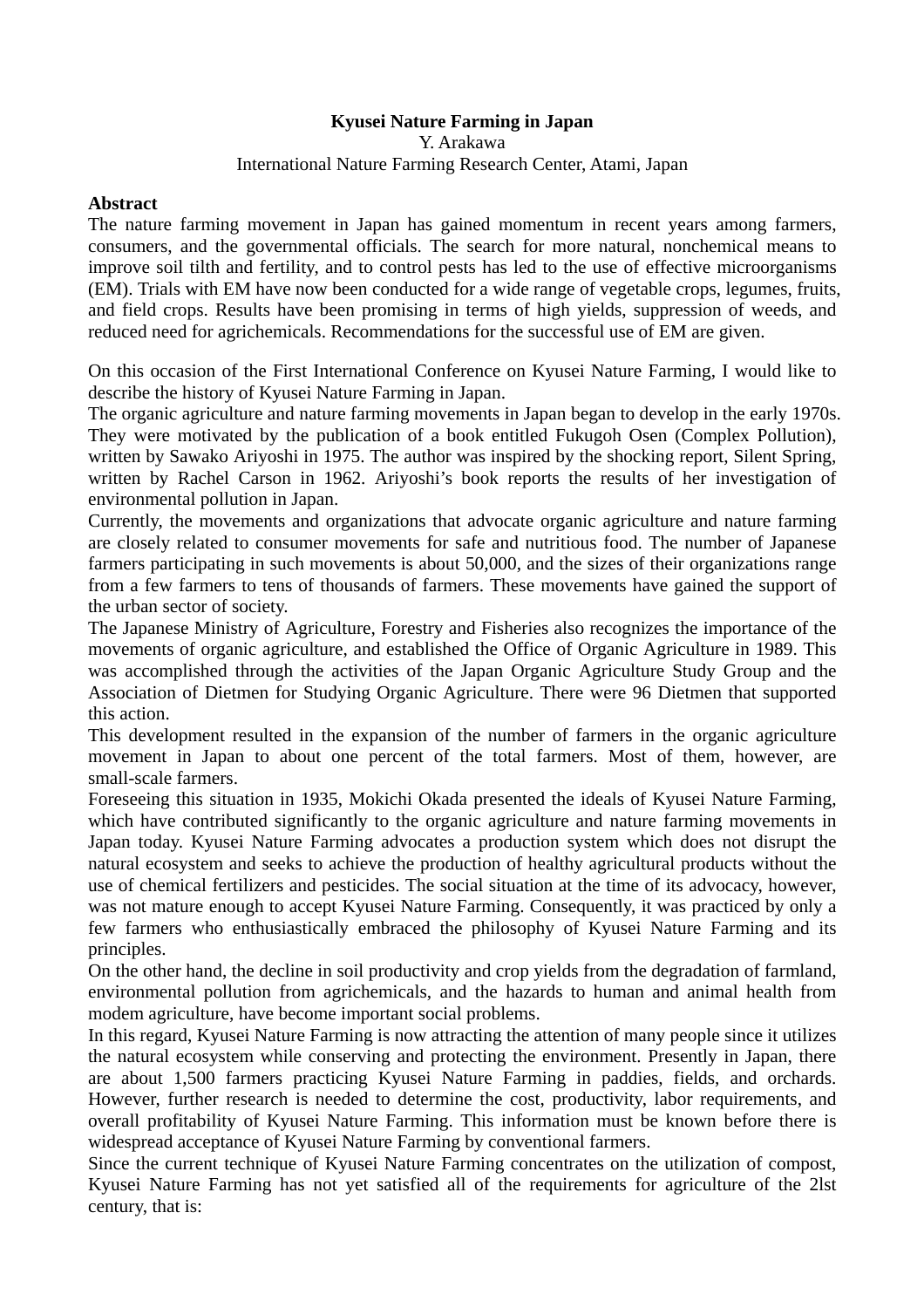# Kyusei Nature Farming in Japan

Y. Arakawa

International Nature Farming Research Center, Atami, Japan

## Abstract

The nature farming movement in Japan has gained momentum in recent years among farmers, consumers, and the governmental officials. The search for more natural, nonchemical means to improve soil tilth and fertility, and to control pests has led to the use of effective microorganisms (EM). Trials with EM have now been conducted for a wide range of vegetable crops, legumes, fruits, and field crops. Results have been promising in terms of high yields, suppression of weeds, and reduced need for agrichemicals. Recommendations for the successful use of EM are given.

On this occasion of the First International Conference on Kyusei Nature Farming, I would like to describe the history of Kyusei Nature Farming in Japan.

The organic agriculture and nature farming movements in Japan began to develop in the early 1970s. They were motivated by the publication of a book entitled Fukugoh Osen (Complex Pollution), written by Sawako Ariyoshi in 1975. The author was inspired by the shocking report, Silent Spring, written by Rachel Carson in 1962. Ariyoshi's book reports the results of her investigation of environmental pollution in Japan.

Currently, the movements and organizations that advocate organic agriculture and nature farming are closely related to consumer movements for safe and nutritious food. The number of Japanese farmers participating in such movements is about 50,000, and the sizes of their organizations range from a few farmers to tens of thousands of farmers. These movements have gained the support of the urban sector of society.

The Japanese Ministry of Agriculture, Forestry and Fisheries also recognizes the importance of the movements of organic agriculture, and established the Office of Organic Agriculture in 1989. This was accomplished through the activities of the Japan Organic Agriculture Study Group and the Association of Dietmen for Studying Organic Agriculture. There were 96 Dietmen that supported this action.

This development resulted in the expansion of the number of farmers in the organic agriculture movement in Japan to about one percent of the total farmers. Most of them, however, are small-scale farmers.

Foreseeing this situation in 1935, Mokichi Okada presented the ideals of Kyusei Nature Farming, which have contributed significantly to the organic agriculture and nature farming movements in Japan today. Kyusei Nature Farming advocates a production system which does not disrupt the natural ecosystem and seeks to achieve the production of healthy agricultural products without the use of chemical fertilizers and pesticides. The social situation at the time of its advocacy, however, was not mature enough to accept Kyusei Nature Farming. Consequently, it was practiced by only a few farmers who enthusiastically embraced the philosophy of Kyusei Nature Farming and its principles.

On the other hand, the decline in soil productivity and crop yields from the degradation of farmland, environmental pollution from agrichemicals, and the hazards to human and animal health from modem agriculture, have become important social problems.

In this regard, Kyusei Nature Farming is now attracting the attention of many people since it utilizes the natural ecosystem while conserving and protecting the environment. Presently in Japan, there are about 1,500 farmers practicing Kyusei Nature Farming in paddies, fields, and orchards. However, further research is needed to determine the cost, productivity, labor requirements, and overall profitability of Kyusei Nature Farming. This information must be known before there is widespread acceptance of Kyusei Nature Farming by conventional farmers.

Since the current technique of Kyusei Nature Farming concentrates on the utilization of compost, Kyusei Nature Farming has not yet satisfied all of the requirements for agriculture of the 2lst century, that is: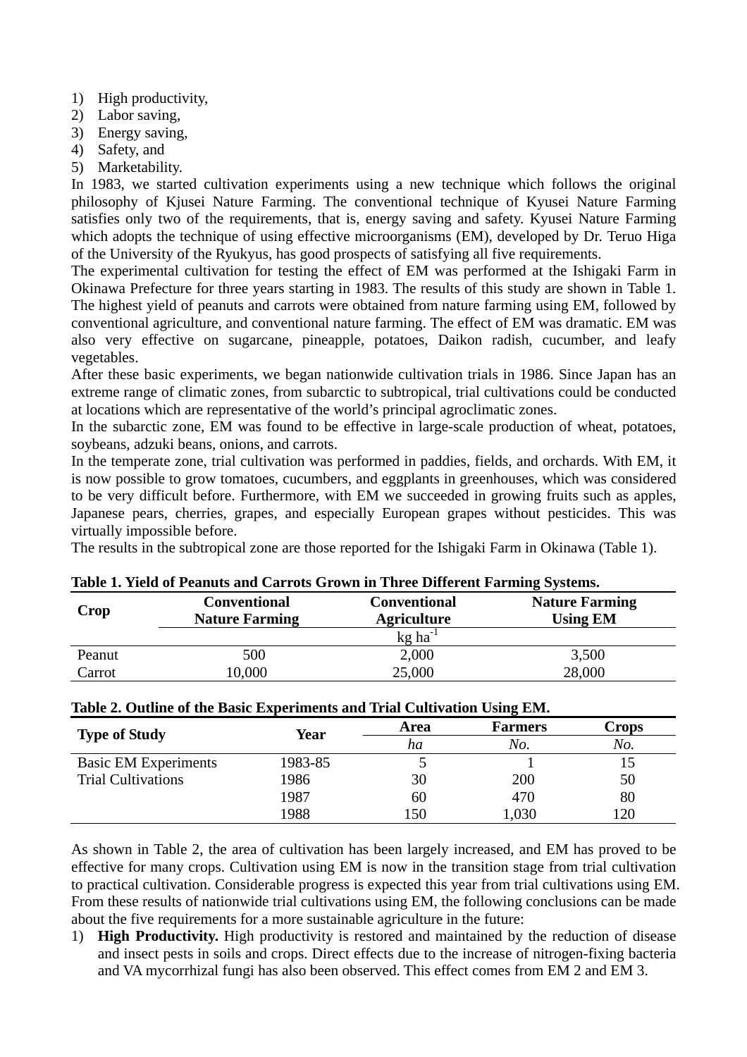1) High productivity,
2) Labor saving,
3) Energy saving,
4) Safety, and
5) Marketability.

In 1983, we started cultivation experiments using a new technique which follows the original philosophy of Kjusei Nature Farming. The conventional technique of Kyusei Nature Farming satisfies only two of the requirements, that is, energy saving and safety. Kyusei Nature Farming which adopts the technique of using effective microorganisms (EM), developed by Dr. Teruo Higa of the University of the Ryukyus, has good prospects of satisfying all five requirements.

The experimental cultivation for testing the effect of EM was performed at the Ishigaki Farm in Okinawa Prefecture for three years starting in 1983. The results of this study are shown in Table 1. The highest yield of peanuts and carrots were obtained from nature farming using EM, followed by conventional agriculture, and conventional nature farming. The effect of EM was dramatic. EM was also very effective on sugarcane, pineapple, potatoes, Daikon radish, cucumber, and leafy vegetables.

After these basic experiments, we began nationwide cultivation trials in 1986. Since Japan has an extreme range of climatic zones, from subarctic to subtropical, trial cultivations could be conducted at locations which are representative of the world's principal agroclimatic zones.

In the subarctic zone, EM was found to be effective in large-scale production of wheat, potatoes, soybeans, adzuki beans, onions, and carrots.

In the temperate zone, trial cultivation was performed in paddies, fields, and orchards. With EM, it is now possible to grow tomatoes, cucumbers, and eggplants in greenhouses, which was considered to be very difficult before. Furthermore, with EM we succeeded in growing fruits such as apples, Japanese pears, cherries, grapes, and especially European grapes without pesticides. This was virtually impossible before.

The results in the subtropical zone are those reported for the Ishigaki Farm in Okinawa (Table 1).

**Table 1. Yield of Peanuts and Carrots Grown in Three Different Farming Systems.**

| Crop | Conventional Nature Farming | Conventional Agriculture | Nature Farming Using EM |
|---|---|---|---|
| | | kg ha$^{-1}$ | |
| Peanut | 500 | 2,000 | 3,500 |
| Carrot | 10,000 | 25,000 | 28,000 |

**Table 2. Outline of the Basic Experiments and Trial Cultivation Using EM.**

| Type of Study | Year | Area | Farmers | Crops |
|---|---|---|---|---|
| | | *ha* | *No.* | *No.* |
| Basic EM Experiments | 1983-85 | 5 | 1 | 15 |
| Trial Cultivations | 1986 | 30 | 200 | 50 |
| | 1987 | 60 | 470 | 80 |
| | 1988 | 150 | 1,030 | 120 |

As shown in Table 2, the area of cultivation has been largely increased, and EM has proved to be effective for many crops. Cultivation using EM is now in the transition stage from trial cultivation to practical cultivation. Considerable progress is expected this year from trial cultivations using EM. From these results of nationwide trial cultivations using EM, the following conclusions can be made about the five requirements for a more sustainable agriculture in the future:

1) **High Productivity.** High productivity is restored and maintained by the reduction of disease and insect pests in soils and crops. Direct effects due to the increase of nitrogen-fixing bacteria and VA mycorrhizal fungi has also been observed. This effect comes from EM 2 and EM 3.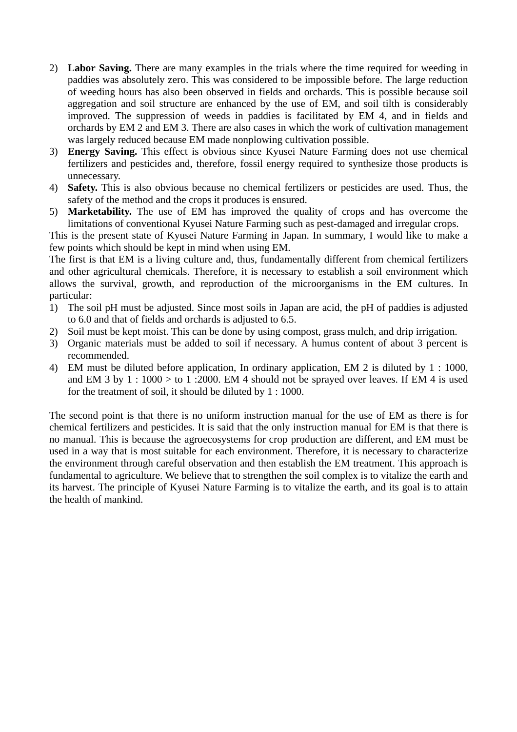2) **Labor Saving.** There are many examples in the trials where the time required for weeding in paddies was absolutely zero. This was considered to be impossible before. The large reduction of weeding hours has also been observed in fields and orchards. This is possible because soil aggregation and soil structure are enhanced by the use of EM, and soil tilth is considerably improved. The suppression of weeds in paddies is facilitated by EM 4, and in fields and orchards by EM 2 and EM 3. There are also cases in which the work of cultivation management was largely reduced because EM made nonplowing cultivation possible.
3) **Energy Saving.** This effect is obvious since Kyusei Nature Farming does not use chemical fertilizers and pesticides and, therefore, fossil energy required to synthesize those products is unnecessary.
4) **Safety.** This is also obvious because no chemical fertilizers or pesticides are used. Thus, the safety of the method and the crops it produces is ensured.
5) **Marketability.** The use of EM has improved the quality of crops and has overcome the limitations of conventional Kyusei Nature Farming such as pest-damaged and irregular crops.

This is the present state of Kyusei Nature Farming in Japan. In summary, I would like to make a few points which should be kept in mind when using EM.

The first is that EM is a living culture and, thus, fundamentally different from chemical fertilizers and other agricultural chemicals. Therefore, it is necessary to establish a soil environment which allows the survival, growth, and reproduction of the microorganisms in the EM cultures. In particular:

1) The soil pH must be adjusted. Since most soils in Japan are acid, the pH of paddies is adjusted to 6.0 and that of fields and orchards is adjusted to 6.5.
2) Soil must be kept moist. This can be done by using compost, grass mulch, and drip irrigation.
3) Organic materials must be added to soil if necessary. A humus content of about 3 percent is recommended.
4) EM must be diluted before application, In ordinary application, EM 2 is diluted by 1 : 1000, and EM 3 by 1 : 1000 > to 1 :2000. EM 4 should not be sprayed over leaves. If EM 4 is used for the treatment of soil, it should be diluted by 1 : 1000.

The second point is that there is no uniform instruction manual for the use of EM as there is for chemical fertilizers and pesticides. It is said that the only instruction manual for EM is that there is no manual. This is because the agroecosystems for crop production are different, and EM must be used in a way that is most suitable for each environment. Therefore, it is necessary to characterize the environment through careful observation and then establish the EM treatment. This approach is fundamental to agriculture. We believe that to strengthen the soil complex is to vitalize the earth and its harvest. The principle of Kyusei Nature Farming is to vitalize the earth, and its goal is to attain the health of mankind.